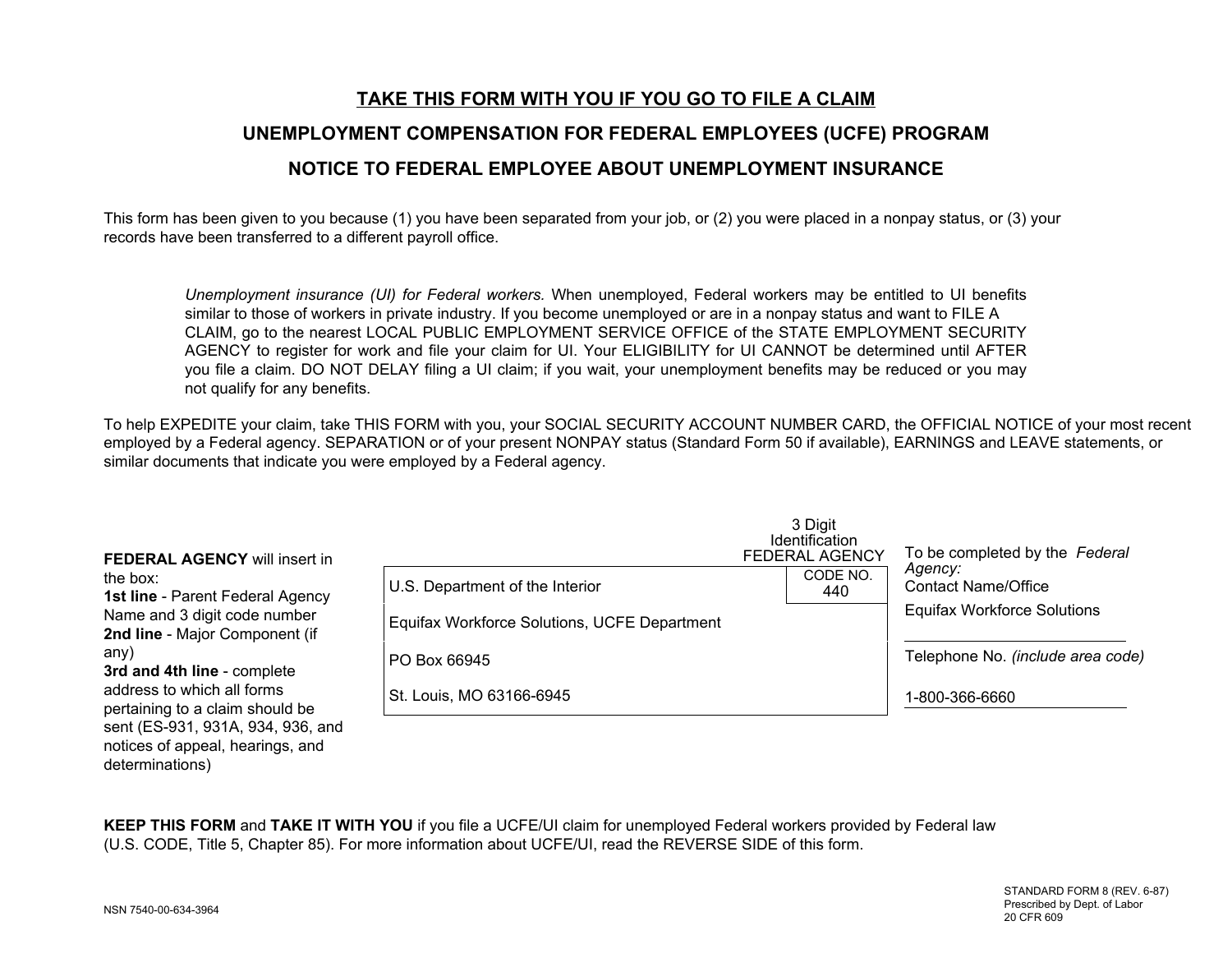# TAKE THIS FORM WITH YOU IF YOU GO TO FILE A CLAIM

## UNEMPLOYMENT COMPENSATION FOR FEDERAL EMPLOYEES (UCFE) PROGRAM

## NOTICE TO FEDERAL EMPLOYEE ABOUT UNEMPLOYMENT INSURANCE

This form has been given to you because (1) you have been separated from your job, or (2) you were placed in a nonpay status, or (3) your records have been transferred to a different payroll office.

> *Unemployment insurance (UI) for Federal workers.* When unemployed, Federal workers may be entitled to UI benefits similar to those of workers in private industry. If you become unemployed or are in a nonpay status and want to FILE A CLAIM, go to the nearest LOCAL PUBLIC EMPLOYMENT SERVICE OFFICE of the STATE EMPLOYMENT SECURITY AGENCY to register for work and file your claim for UI. Your ELIGIBILITY for UI CANNOT be determined until AFTER you file a claim. DO NOT DELAY filing a UI claim; if you wait, your unemployment benefits may be reduced or you may not qualify for any benefits.

To help EXPEDITE your claim, take THIS FORM with you, your SOCIAL SECURITY ACCOUNT NUMBER CARD, the OFFICIAL NOTICE of your most recent employed by a Federal agency. SEPARATION or of your present NONPAY status (Standard Form 50 if available), EARNINGS and LEAVE statements, or similar documents that indicate you were employed by a Federal agency.

**FEDERAL AGENCY** will insert in the box:
**1st line** - Parent Federal Agency Name and 3 digit code number
**2nd line** - Major Component (if any)
**3rd and 4th line** - complete address to which all forms pertaining to a claim should be sent (ES-931, 931A, 934, 936, and notices of appeal, hearings, and determinations)

| | 3 Digit Identification FEDERAL AGENCY CODE NO. |
|---|---|
| U.S. Department of the Interior | 440 |
| Equifax Workforce Solutions, UCFE Department | |
| PO Box 66945 | |
| St. Louis, MO 63166-6945 | |

To be completed by the *Federal Agency:*
Contact Name/Office
Equifax Workforce Solutions

Telephone No. *(include area code)*
1-800-366-6660

**KEEP THIS FORM** and **TAKE IT WITH YOU** if you file a UCFE/UI claim for unemployed Federal workers provided by Federal law (U.S. CODE, Title 5, Chapter 85). For more information about UCFE/UI, read the REVERSE SIDE of this form.

NSN 7540-00-634-3964

STANDARD FORM 8 (REV. 6-87)
Prescribed by Dept. of Labor
20 CFR 609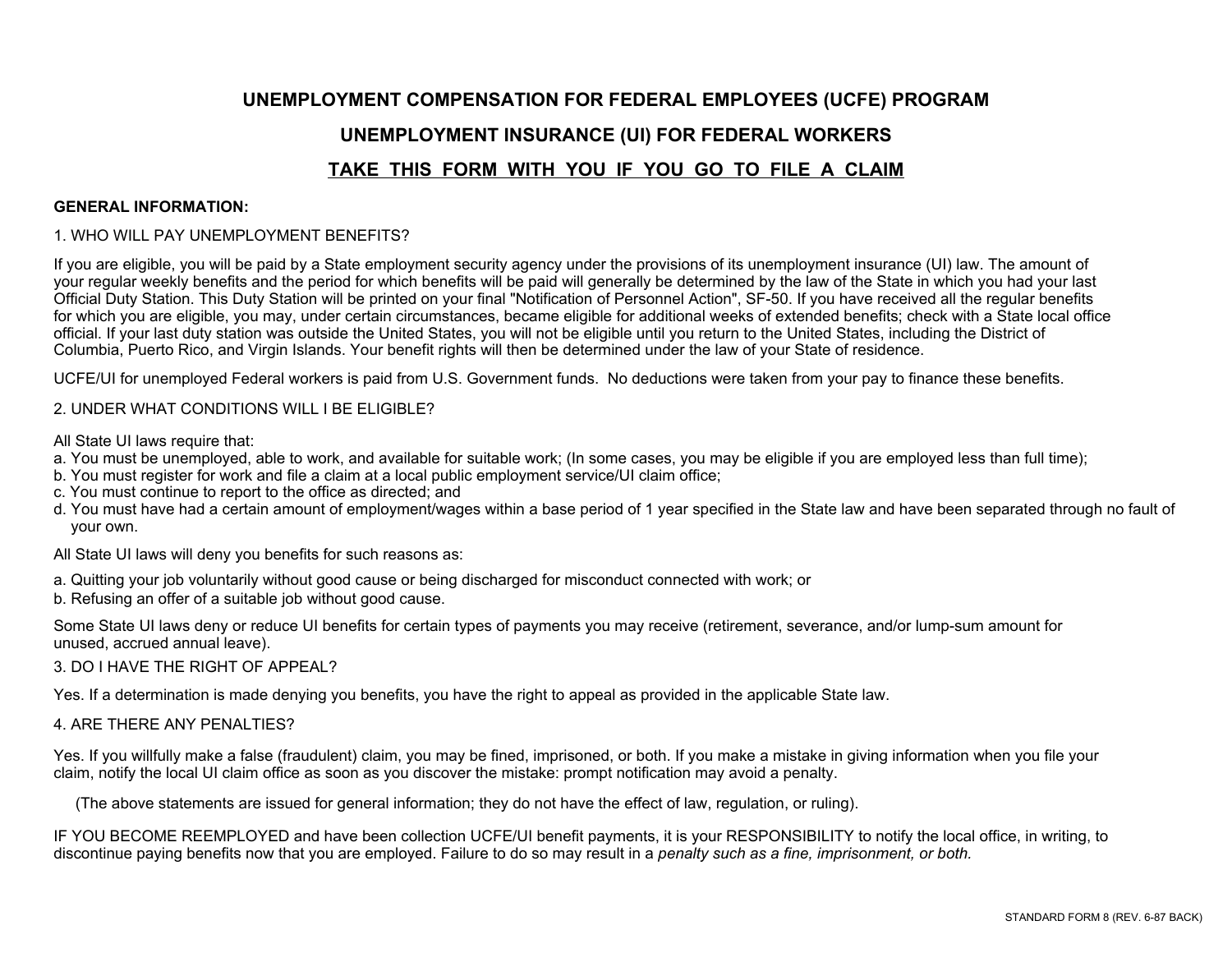# UNEMPLOYMENT COMPENSATION FOR FEDERAL EMPLOYEES (UCFE) PROGRAM

## UNEMPLOYMENT INSURANCE (UI) FOR FEDERAL WORKERS

## TAKE THIS FORM WITH YOU IF YOU GO TO FILE A CLAIM

**GENERAL INFORMATION:**

1. WHO WILL PAY UNEMPLOYMENT BENEFITS?

If you are eligible, you will be paid by a State employment security agency under the provisions of its unemployment insurance (UI) law. The amount of your regular weekly benefits and the period for which benefits will be paid will generally be determined by the law of the State in which you had your last Official Duty Station. This Duty Station will be printed on your final "Notification of Personnel Action", SF-50. If you have received all the regular benefits for which you are eligible, you may, under certain circumstances, became eligible for additional weeks of extended benefits; check with a State local office official. If your last duty station was outside the United States, you will not be eligible until you return to the United States, including the District of Columbia, Puerto Rico, and Virgin Islands. Your benefit rights will then be determined under the law of your State of residence.

UCFE/UI for unemployed Federal workers is paid from U.S. Government funds. No deductions were taken from your pay to finance these benefits.

2. UNDER WHAT CONDITIONS WILL I BE ELIGIBLE?

All State UI laws require that:

a. You must be unemployed, able to work, and available for suitable work; (In some cases, you may be eligible if you are employed less than full time);
b. You must register for work and file a claim at a local public employment service/UI claim office;
c. You must continue to report to the office as directed; and
d. You must have had a certain amount of employment/wages within a base period of 1 year specified in the State law and have been separated through no fault of your own.

All State UI laws will deny you benefits for such reasons as:

a. Quitting your job voluntarily without good cause or being discharged for misconduct connected with work; or
b. Refusing an offer of a suitable job without good cause.

Some State UI laws deny or reduce UI benefits for certain types of payments you may receive (retirement, severance, and/or lump-sum amount for unused, accrued annual leave).

3. DO I HAVE THE RIGHT OF APPEAL?

Yes. If a determination is made denying you benefits, you have the right to appeal as provided in the applicable State law.

4. ARE THERE ANY PENALTIES?

Yes. If you willfully make a false (fraudulent) claim, you may be fined, imprisoned, or both. If you make a mistake in giving information when you file your claim, notify the local UI claim office as soon as you discover the mistake: prompt notification may avoid a penalty.

(The above statements are issued for general information; they do not have the effect of law, regulation, or ruling).

IF YOU BECOME REEMPLOYED and have been collection UCFE/UI benefit payments, it is your RESPONSIBILITY to notify the local office, in writing, to discontinue paying benefits now that you are employed. Failure to do so may result in a *penalty such as a fine, imprisonment, or both.*

STANDARD FORM 8 (REV. 6-87 BACK)